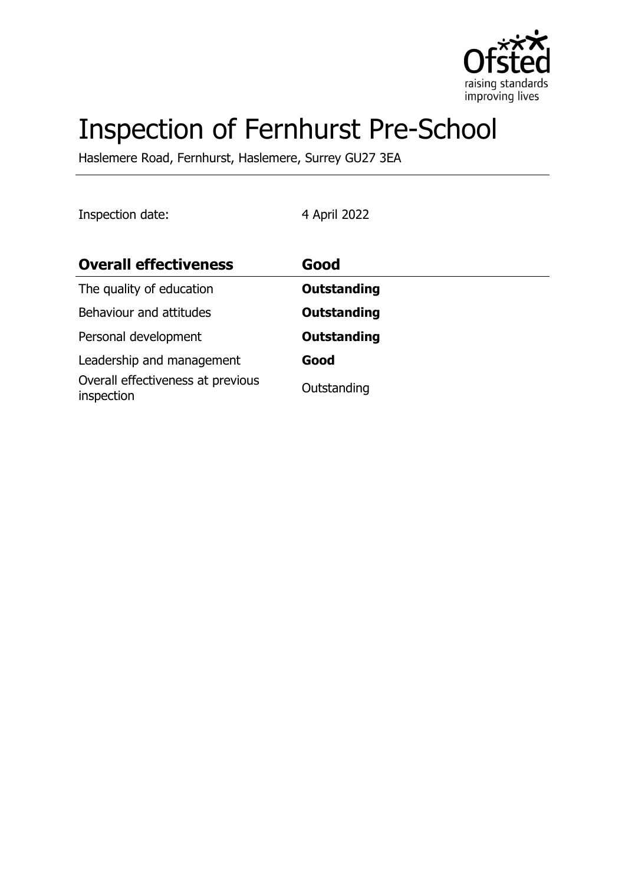# Inspection of Fernhurst Pre-School

Haslemere Road, Fernhurst, Haslemere, Surrey GU27 3EA

Inspection date: 4 April 2022

| **Overall effectiveness** | **Good** |
|---|---|
| The quality of education | **Outstanding** |
| Behaviour and attitudes | **Outstanding** |
| Personal development | **Outstanding** |
| Leadership and management | **Good** |
| Overall effectiveness at previous inspection | Outstanding |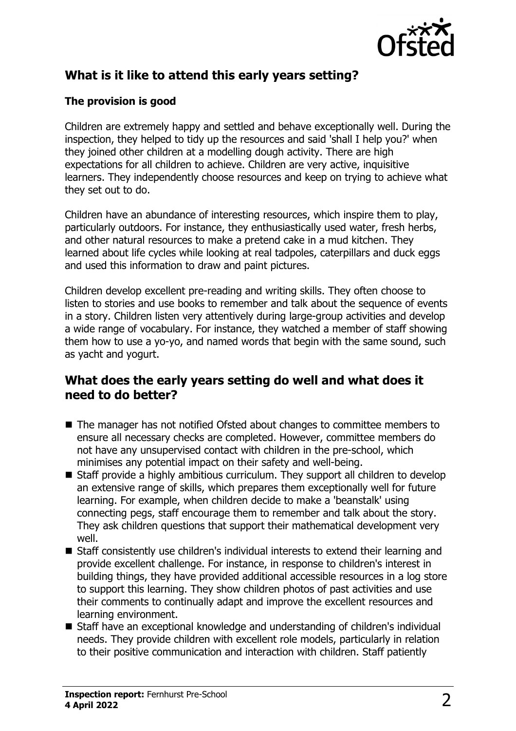## What is it like to attend this early years setting?

### The provision is good

Children are extremely happy and settled and behave exceptionally well. During the inspection, they helped to tidy up the resources and said 'shall I help you?' when they joined other children at a modelling dough activity. There are high expectations for all children to achieve. Children are very active, inquisitive learners. They independently choose resources and keep on trying to achieve what they set out to do.

Children have an abundance of interesting resources, which inspire them to play, particularly outdoors. For instance, they enthusiastically used water, fresh herbs, and other natural resources to make a pretend cake in a mud kitchen. They learned about life cycles while looking at real tadpoles, caterpillars and duck eggs and used this information to draw and paint pictures.

Children develop excellent pre-reading and writing skills. They often choose to listen to stories and use books to remember and talk about the sequence of events in a story. Children listen very attentively during large-group activities and develop a wide range of vocabulary. For instance, they watched a member of staff showing them how to use a yo-yo, and named words that begin with the same sound, such as yacht and yogurt.

## What does the early years setting do well and what does it need to do better?

- The manager has not notified Ofsted about changes to committee members to ensure all necessary checks are completed. However, committee members do not have any unsupervised contact with children in the pre-school, which minimises any potential impact on their safety and well-being.
- Staff provide a highly ambitious curriculum. They support all children to develop an extensive range of skills, which prepares them exceptionally well for future learning. For example, when children decide to make a 'beanstalk' using connecting pegs, staff encourage them to remember and talk about the story. They ask children questions that support their mathematical development very well.
- Staff consistently use children's individual interests to extend their learning and provide excellent challenge. For instance, in response to children's interest in building things, they have provided additional accessible resources in a log store to support this learning. They show children photos of past activities and use their comments to continually adapt and improve the excellent resources and learning environment.
- Staff have an exceptional knowledge and understanding of children's individual needs. They provide children with excellent role models, particularly in relation to their positive communication and interaction with children. Staff patiently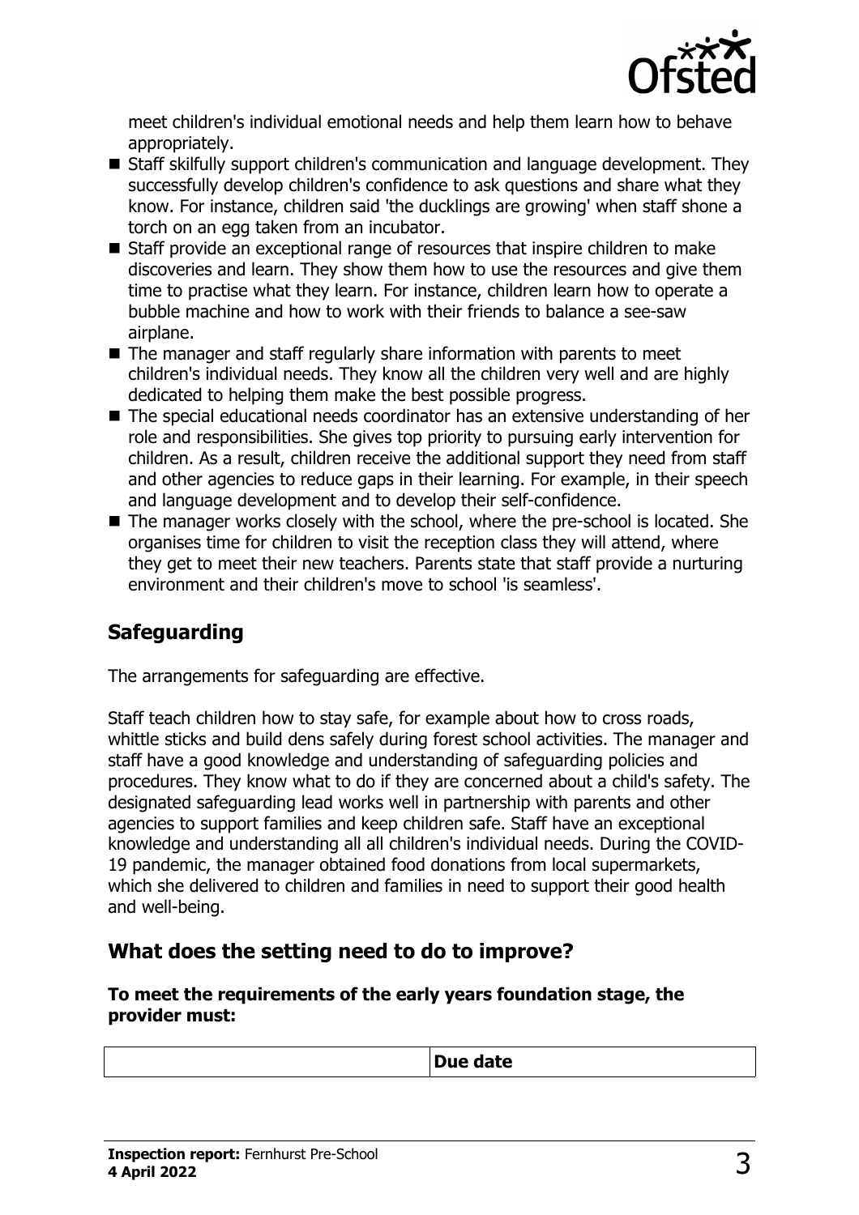meet children's individual emotional needs and help them learn how to behave appropriately.

- Staff skilfully support children's communication and language development. They successfully develop children's confidence to ask questions and share what they know. For instance, children said 'the ducklings are growing' when staff shone a torch on an egg taken from an incubator.
- Staff provide an exceptional range of resources that inspire children to make discoveries and learn. They show them how to use the resources and give them time to practise what they learn. For instance, children learn how to operate a bubble machine and how to work with their friends to balance a see-saw airplane.
- The manager and staff regularly share information with parents to meet children's individual needs. They know all the children very well and are highly dedicated to helping them make the best possible progress.
- The special educational needs coordinator has an extensive understanding of her role and responsibilities. She gives top priority to pursuing early intervention for children. As a result, children receive the additional support they need from staff and other agencies to reduce gaps in their learning. For example, in their speech and language development and to develop their self-confidence.
- The manager works closely with the school, where the pre-school is located. She organises time for children to visit the reception class they will attend, where they get to meet their new teachers. Parents state that staff provide a nurturing environment and their children's move to school 'is seamless'.

## Safeguarding

The arrangements for safeguarding are effective.

Staff teach children how to stay safe, for example about how to cross roads, whittle sticks and build dens safely during forest school activities. The manager and staff have a good knowledge and understanding of safeguarding policies and procedures. They know what to do if they are concerned about a child's safety. The designated safeguarding lead works well in partnership with parents and other agencies to support families and keep children safe. Staff have an exceptional knowledge and understanding all all children's individual needs. During the COVID-19 pandemic, the manager obtained food donations from local supermarkets, which she delivered to children and families in need to support their good health and well-being.

## What does the setting need to do to improve?

**To meet the requirements of the early years foundation stage, the provider must:**

| | Due date |
|---|---|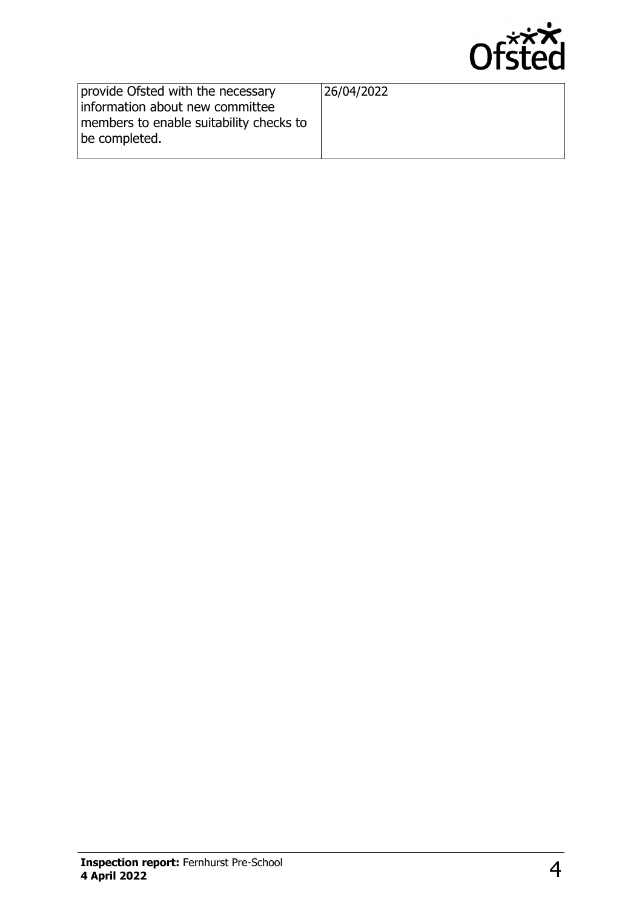| | |
|---|---|
| provide Ofsted with the necessary information about new committee members to enable suitability checks to be completed. | 26/04/2022 |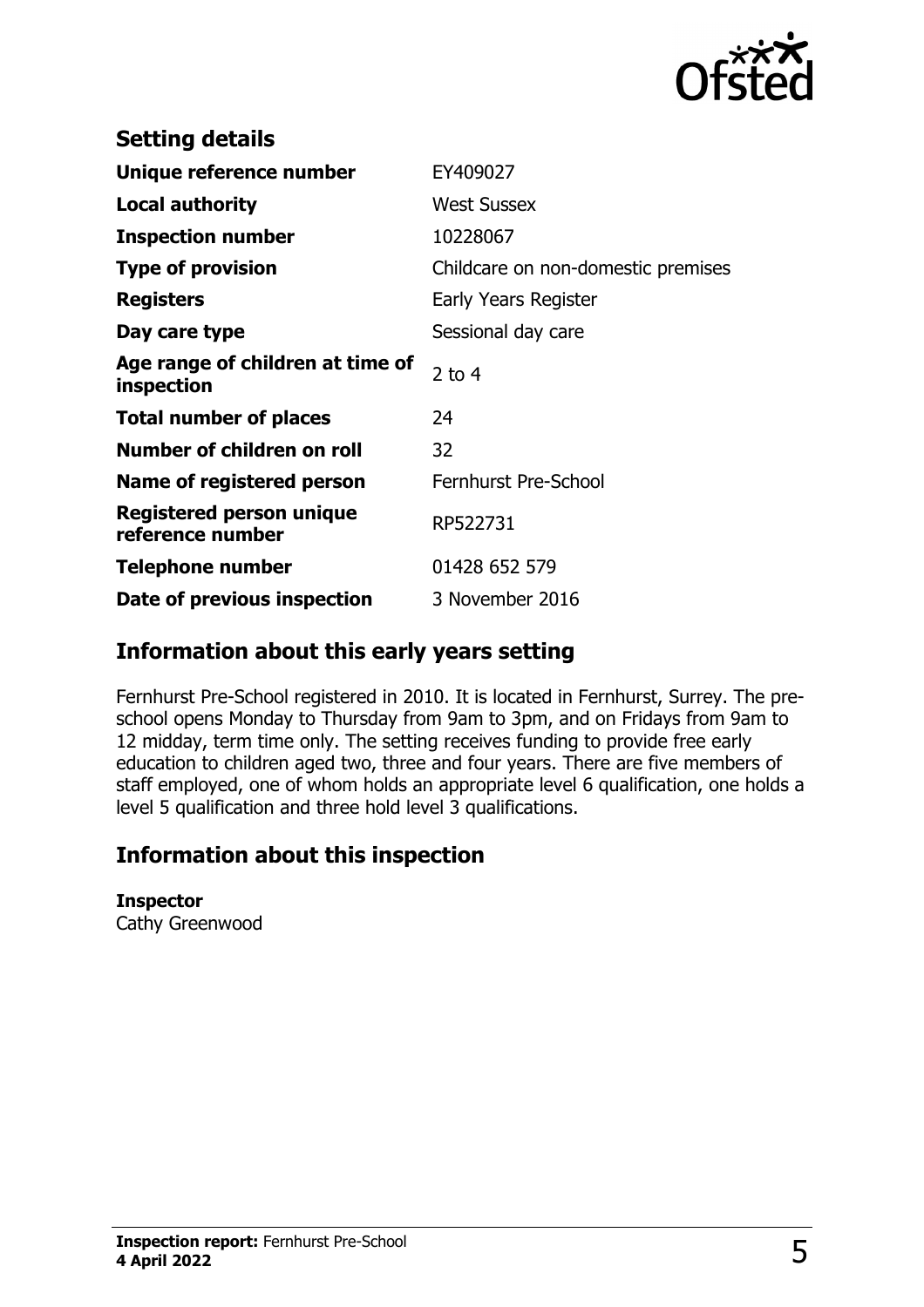## Setting details

| | |
|---|---|
| **Unique reference number** | EY409027 |
| **Local authority** | West Sussex |
| **Inspection number** | 10228067 |
| **Type of provision** | Childcare on non-domestic premises |
| **Registers** | Early Years Register |
| **Day care type** | Sessional day care |
| **Age range of children at time of inspection** | 2 to 4 |
| **Total number of places** | 24 |
| **Number of children on roll** | 32 |
| **Name of registered person** | Fernhurst Pre-School |
| **Registered person unique reference number** | RP522731 |
| **Telephone number** | 01428 652 579 |
| **Date of previous inspection** | 3 November 2016 |

## Information about this early years setting

Fernhurst Pre-School registered in 2010. It is located in Fernhurst, Surrey. The pre-school opens Monday to Thursday from 9am to 3pm, and on Fridays from 9am to 12 midday, term time only. The setting receives funding to provide free early education to children aged two, three and four years. There are five members of staff employed, one of whom holds an appropriate level 6 qualification, one holds a level 5 qualification and three hold level 3 qualifications.

## Information about this inspection

**Inspector**
Cathy Greenwood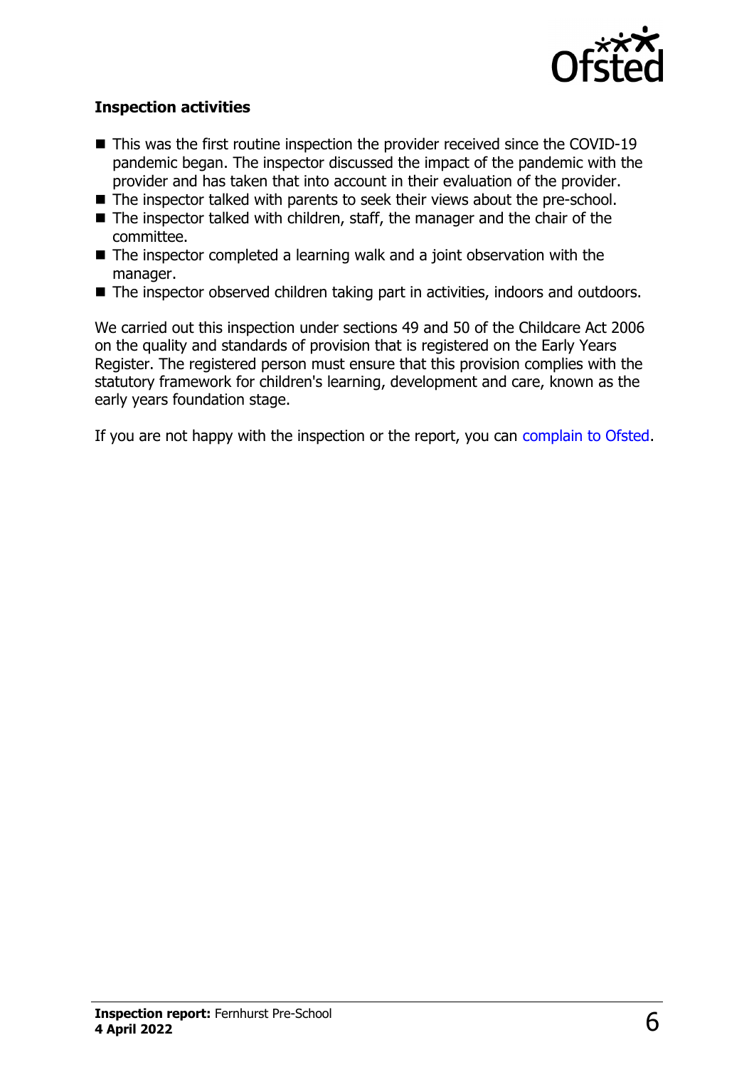### Inspection activities

- This was the first routine inspection the provider received since the COVID-19 pandemic began. The inspector discussed the impact of the pandemic with the provider and has taken that into account in their evaluation of the provider.
- The inspector talked with parents to seek their views about the pre-school.
- The inspector talked with children, staff, the manager and the chair of the committee.
- The inspector completed a learning walk and a joint observation with the manager.
- The inspector observed children taking part in activities, indoors and outdoors.

We carried out this inspection under sections 49 and 50 of the Childcare Act 2006 on the quality and standards of provision that is registered on the Early Years Register. The registered person must ensure that this provision complies with the statutory framework for children's learning, development and care, known as the early years foundation stage.

If you are not happy with the inspection or the report, you can complain to Ofsted.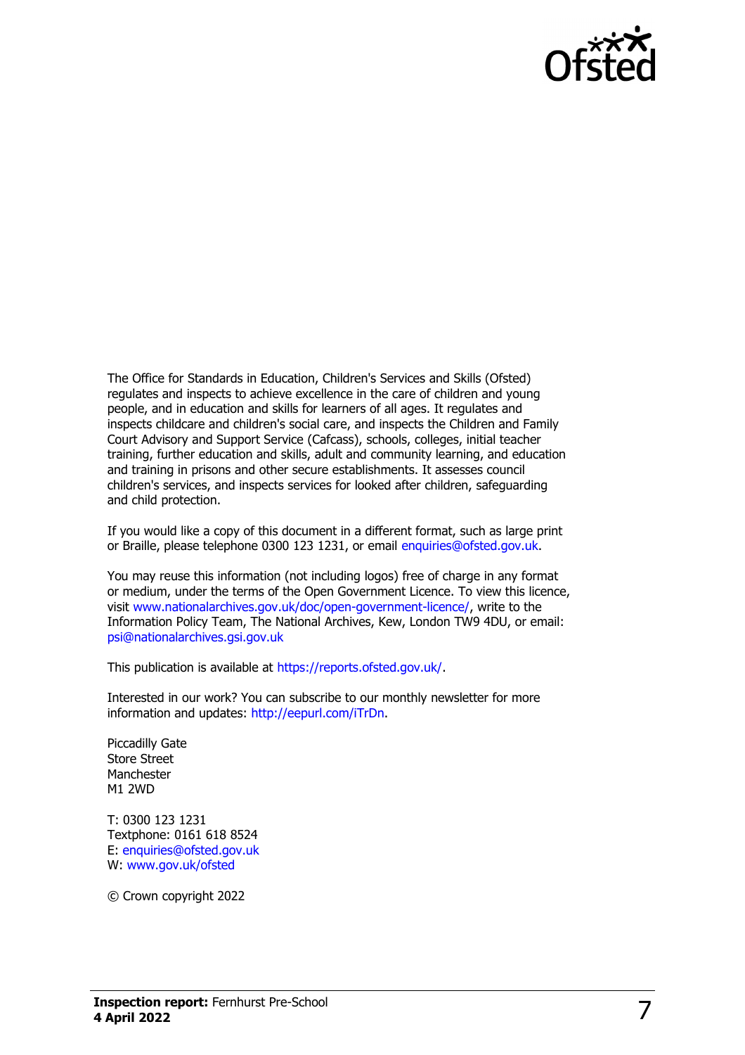The Office for Standards in Education, Children's Services and Skills (Ofsted) regulates and inspects to achieve excellence in the care of children and young people, and in education and skills for learners of all ages. It regulates and inspects childcare and children's social care, and inspects the Children and Family Court Advisory and Support Service (Cafcass), schools, colleges, initial teacher training, further education and skills, adult and community learning, and education and training in prisons and other secure establishments. It assesses council children's services, and inspects services for looked after children, safeguarding and child protection.

If you would like a copy of this document in a different format, such as large print or Braille, please telephone 0300 123 1231, or email enquiries@ofsted.gov.uk.

You may reuse this information (not including logos) free of charge in any format or medium, under the terms of the Open Government Licence. To view this licence, visit www.nationalarchives.gov.uk/doc/open-government-licence/, write to the Information Policy Team, The National Archives, Kew, London TW9 4DU, or email: psi@nationalarchives.gsi.gov.uk

This publication is available at https://reports.ofsted.gov.uk/.

Interested in our work? You can subscribe to our monthly newsletter for more information and updates: http://eepurl.com/iTrDn.

Piccadilly Gate
Store Street
Manchester
M1 2WD

T: 0300 123 1231
Textphone: 0161 618 8524
E: enquiries@ofsted.gov.uk
W: www.gov.uk/ofsted

© Crown copyright 2022